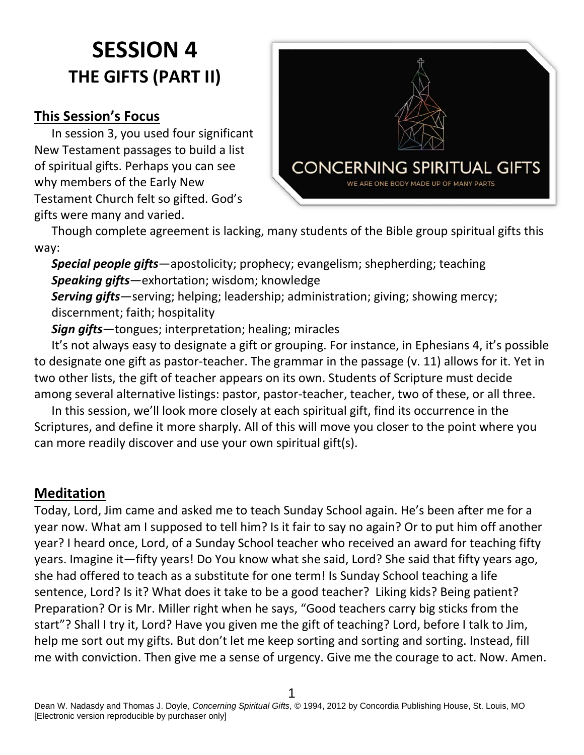# SESSION 4
## THE GIFTS (PART II)

### This Session's Focus

In session 3, you used four significant New Testament passages to build a list of spiritual gifts. Perhaps you can see why members of the Early New Testament Church felt so gifted. God's gifts were many and varied.

Though complete agreement is lacking, many students of the Bible group spiritual gifts this way:

***Special people gifts***—apostolicity; prophecy; evangelism; shepherding; teaching
***Speaking gifts***—exhortation; wisdom; knowledge
***Serving gifts***—serving; helping; leadership; administration; giving; showing mercy; discernment; faith; hospitality
***Sign gifts***—tongues; interpretation; healing; miracles

It's not always easy to designate a gift or grouping. For instance, in Ephesians 4, it's possible to designate one gift as pastor-teacher. The grammar in the passage (v. 11) allows for it. Yet in two other lists, the gift of teacher appears on its own. Students of Scripture must decide among several alternative listings: pastor, pastor-teacher, teacher, two of these, or all three.

In this session, we'll look more closely at each spiritual gift, find its occurrence in the Scriptures, and define it more sharply. All of this will move you closer to the point where you can more readily discover and use your own spiritual gift(s).

### Meditation

Today, Lord, Jim came and asked me to teach Sunday School again. He's been after me for a year now. What am I supposed to tell him? Is it fair to say no again? Or to put him off another year? I heard once, Lord, of a Sunday School teacher who received an award for teaching fifty years. Imagine it—fifty years! Do You know what she said, Lord? She said that fifty years ago, she had offered to teach as a substitute for one term! Is Sunday School teaching a life sentence, Lord? Is it? What does it take to be a good teacher? Liking kids? Being patient? Preparation? Or is Mr. Miller right when he says, "Good teachers carry big sticks from the start"? Shall I try it, Lord? Have you given me the gift of teaching? Lord, before I talk to Jim, help me sort out my gifts. But don't let me keep sorting and sorting and sorting. Instead, fill me with conviction. Then give me a sense of urgency. Give me the courage to act. Now. Amen.

Dean W. Nadasdy and Thomas J. Doyle, *Concerning Spiritual Gifts*, © 1994, 2012 by Concordia Publishing House, St. Louis, MO [Electronic version reproducible by purchaser only]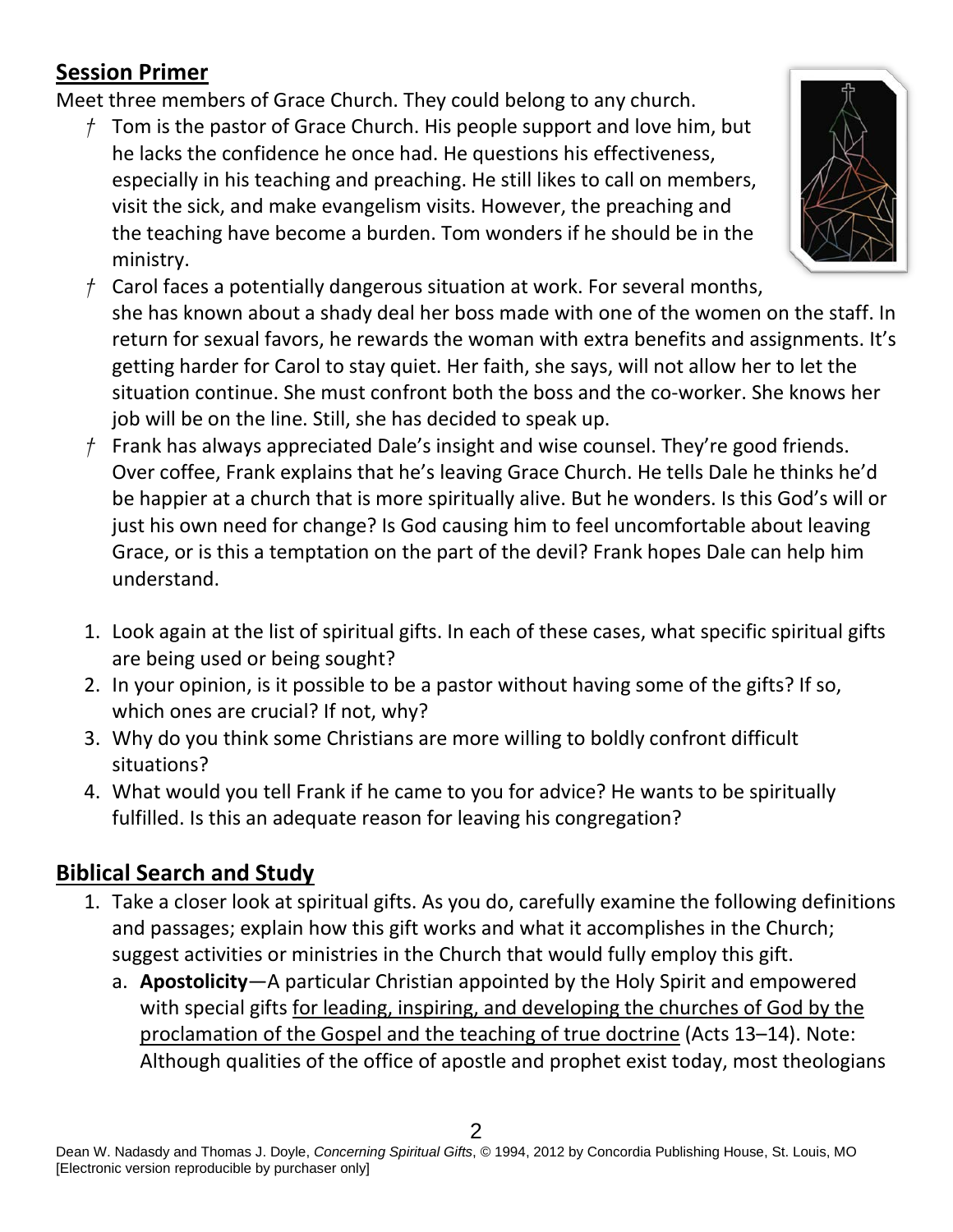## Session Primer

Meet three members of Grace Church. They could belong to any church.

- † Tom is the pastor of Grace Church. His people support and love him, but he lacks the confidence he once had. He questions his effectiveness, especially in his teaching and preaching. He still likes to call on members, visit the sick, and make evangelism visits. However, the preaching and the teaching have become a burden. Tom wonders if he should be in the ministry.
- † Carol faces a potentially dangerous situation at work. For several months, she has known about a shady deal her boss made with one of the women on the staff. In return for sexual favors, he rewards the woman with extra benefits and assignments. It's getting harder for Carol to stay quiet. Her faith, she says, will not allow her to let the situation continue. She must confront both the boss and the co-worker. She knows her job will be on the line. Still, she has decided to speak up.
- † Frank has always appreciated Dale's insight and wise counsel. They're good friends. Over coffee, Frank explains that he's leaving Grace Church. He tells Dale he thinks he'd be happier at a church that is more spiritually alive. But he wonders. Is this God's will or just his own need for change? Is God causing him to feel uncomfortable about leaving Grace, or is this a temptation on the part of the devil? Frank hopes Dale can help him understand.

1. Look again at the list of spiritual gifts. In each of these cases, what specific spiritual gifts are being used or being sought?
2. In your opinion, is it possible to be a pastor without having some of the gifts? If so, which ones are crucial? If not, why?
3. Why do you think some Christians are more willing to boldly confront difficult situations?
4. What would you tell Frank if he came to you for advice? He wants to be spiritually fulfilled. Is this an adequate reason for leaving his congregation?

## Biblical Search and Study

1. Take a closer look at spiritual gifts. As you do, carefully examine the following definitions and passages; explain how this gift works and what it accomplishes in the Church; suggest activities or ministries in the Church that would fully employ this gift.
   a. **Apostolicity**—A particular Christian appointed by the Holy Spirit and empowered with special gifts for leading, inspiring, and developing the churches of God by the proclamation of the Gospel and the teaching of true doctrine (Acts 13–14). Note: Although qualities of the office of apostle and prophet exist today, most theologians

Dean W. Nadasdy and Thomas J. Doyle, *Concerning Spiritual Gifts*, © 1994, 2012 by Concordia Publishing House, St. Louis, MO [Electronic version reproducible by purchaser only]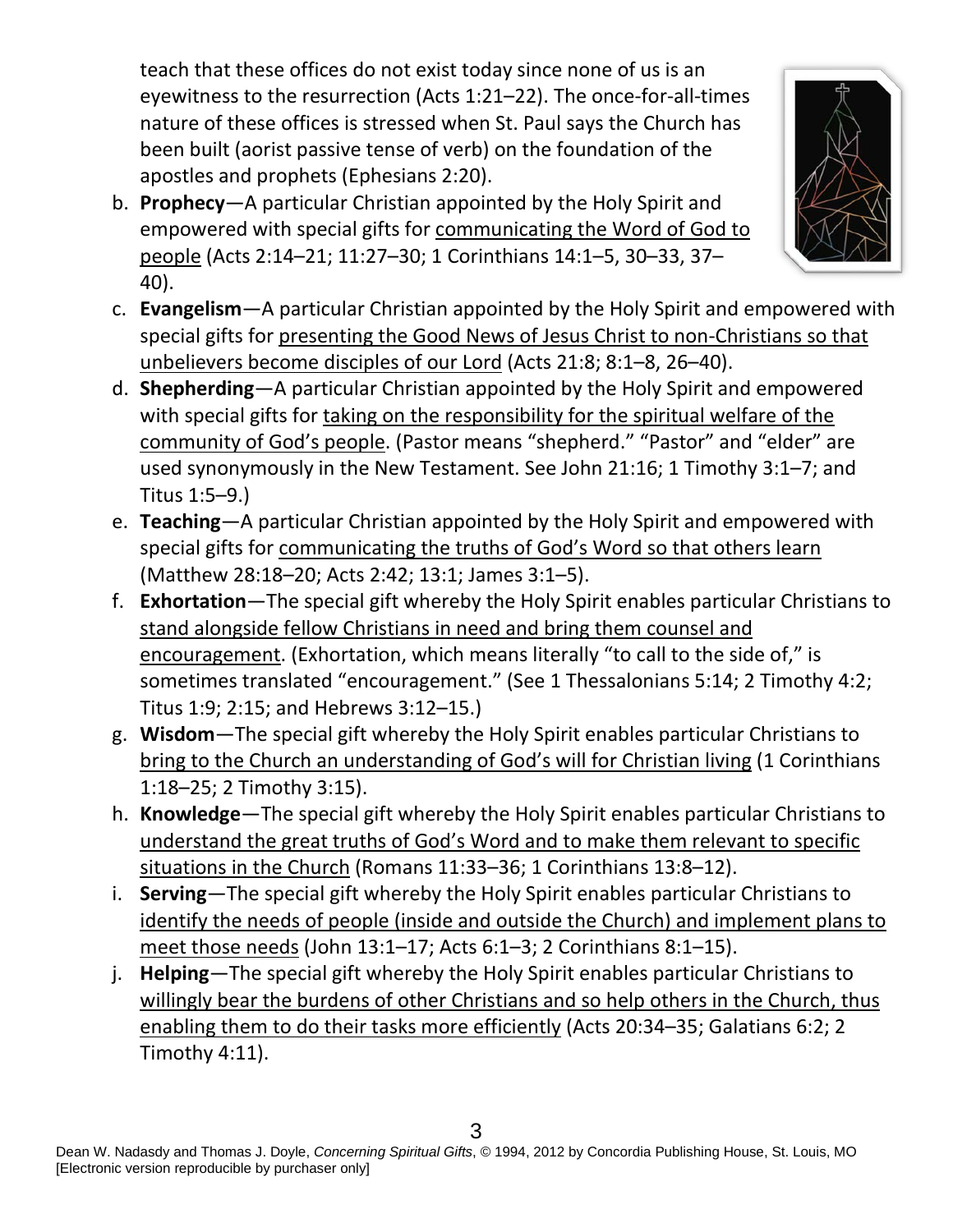teach that these offices do not exist today since none of us is an eyewitness to the resurrection (Acts 1:21–22). The once-for-all-times nature of these offices is stressed when St. Paul says the Church has been built (aorist passive tense of verb) on the foundation of the apostles and prophets (Ephesians 2:20).

b. **Prophecy**—A particular Christian appointed by the Holy Spirit and empowered with special gifts for <u>communicating the Word of God to people</u> (Acts 2:14–21; 11:27–30; 1 Corinthians 14:1–5, 30–33, 37–40).

c. **Evangelism**—A particular Christian appointed by the Holy Spirit and empowered with special gifts for <u>presenting the Good News of Jesus Christ to non-Christians so that unbelievers become disciples of our Lord</u> (Acts 21:8; 8:1–8, 26–40).

d. **Shepherding**—A particular Christian appointed by the Holy Spirit and empowered with special gifts for <u>taking on the responsibility for the spiritual welfare of the community of God's people</u>. (Pastor means "shepherd." "Pastor" and "elder" are used synonymously in the New Testament. See John 21:16; 1 Timothy 3:1–7; and Titus 1:5–9.)

e. **Teaching**—A particular Christian appointed by the Holy Spirit and empowered with special gifts for <u>communicating the truths of God's Word so that others learn</u> (Matthew 28:18–20; Acts 2:42; 13:1; James 3:1–5).

f. **Exhortation**—The special gift whereby the Holy Spirit enables particular Christians to <u>stand alongside fellow Christians in need and bring them counsel and encouragement</u>. (Exhortation, which means literally "to call to the side of," is sometimes translated "encouragement." (See 1 Thessalonians 5:14; 2 Timothy 4:2; Titus 1:9; 2:15; and Hebrews 3:12–15.)

g. **Wisdom**—The special gift whereby the Holy Spirit enables particular Christians to <u>bring to the Church an understanding of God's will for Christian living</u> (1 Corinthians 1:18–25; 2 Timothy 3:15).

h. **Knowledge**—The special gift whereby the Holy Spirit enables particular Christians to <u>understand the great truths of God's Word and to make them relevant to specific situations in the Church</u> (Romans 11:33–36; 1 Corinthians 13:8–12).

i. **Serving**—The special gift whereby the Holy Spirit enables particular Christians to <u>identify the needs of people (inside and outside the Church) and implement plans to meet those needs</u> (John 13:1–17; Acts 6:1–3; 2 Corinthians 8:1–15).

j. **Helping**—The special gift whereby the Holy Spirit enables particular Christians to <u>willingly bear the burdens of other Christians and so help others in the Church, thus enabling them to do their tasks more efficiently</u> (Acts 20:34–35; Galatians 6:2; 2 Timothy 4:11).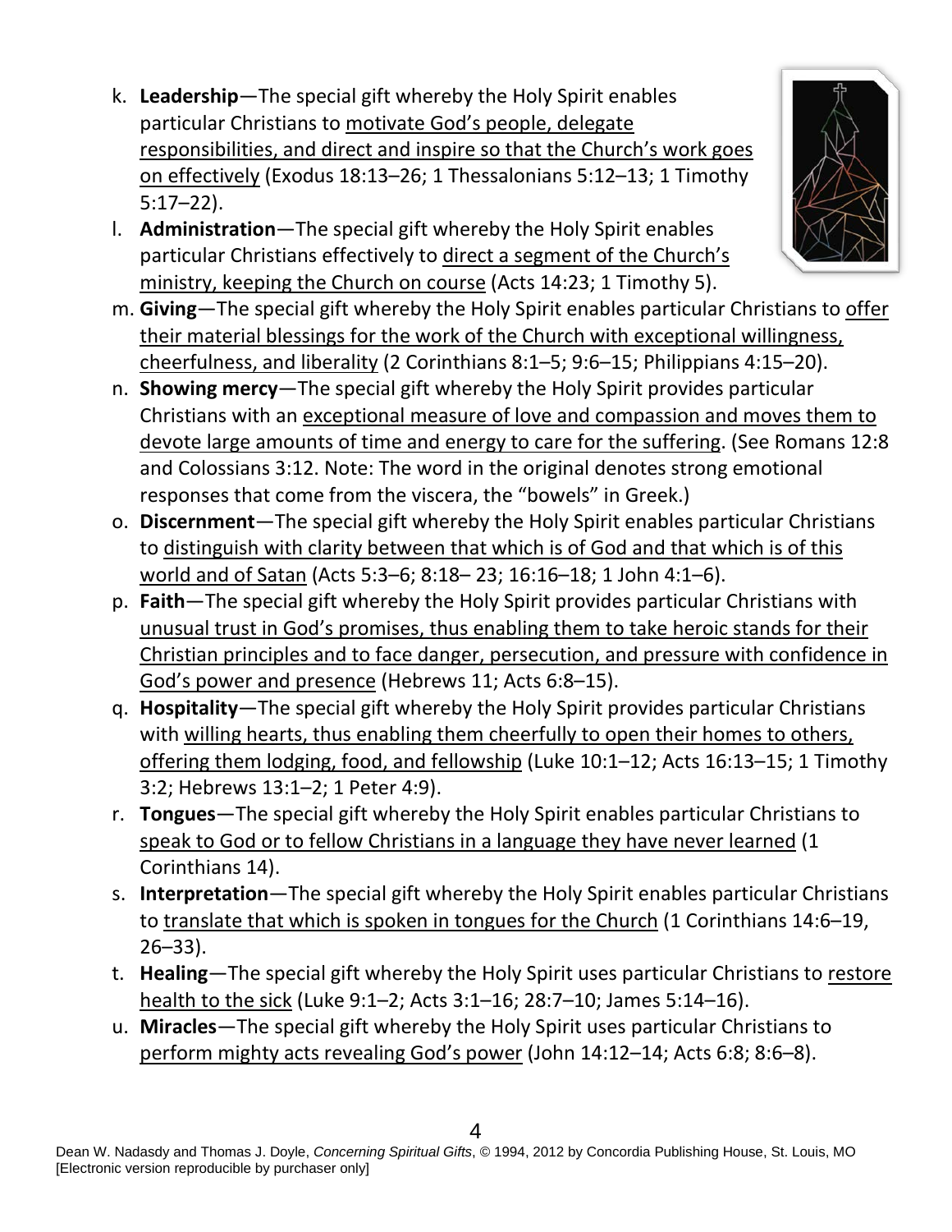k. **Leadership**—The special gift whereby the Holy Spirit enables particular Christians to motivate God's people, delegate responsibilities, and direct and inspire so that the Church's work goes on effectively (Exodus 18:13–26; 1 Thessalonians 5:12–13; 1 Timothy 5:17–22).

l. **Administration**—The special gift whereby the Holy Spirit enables particular Christians effectively to direct a segment of the Church's ministry, keeping the Church on course (Acts 14:23; 1 Timothy 5).

m. **Giving**—The special gift whereby the Holy Spirit enables particular Christians to offer their material blessings for the work of the Church with exceptional willingness, cheerfulness, and liberality (2 Corinthians 8:1–5; 9:6–15; Philippians 4:15–20).

n. **Showing mercy**—The special gift whereby the Holy Spirit provides particular Christians with an exceptional measure of love and compassion and moves them to devote large amounts of time and energy to care for the suffering. (See Romans 12:8 and Colossians 3:12. Note: The word in the original denotes strong emotional responses that come from the viscera, the "bowels" in Greek.)

o. **Discernment**—The special gift whereby the Holy Spirit enables particular Christians to distinguish with clarity between that which is of God and that which is of this world and of Satan (Acts 5:3–6; 8:18– 23; 16:16–18; 1 John 4:1–6).

p. **Faith**—The special gift whereby the Holy Spirit provides particular Christians with unusual trust in God's promises, thus enabling them to take heroic stands for their Christian principles and to face danger, persecution, and pressure with confidence in God's power and presence (Hebrews 11; Acts 6:8–15).

q. **Hospitality**—The special gift whereby the Holy Spirit provides particular Christians with willing hearts, thus enabling them cheerfully to open their homes to others, offering them lodging, food, and fellowship (Luke 10:1–12; Acts 16:13–15; 1 Timothy 3:2; Hebrews 13:1–2; 1 Peter 4:9).

r. **Tongues**—The special gift whereby the Holy Spirit enables particular Christians to speak to God or to fellow Christians in a language they have never learned (1 Corinthians 14).

s. **Interpretation**—The special gift whereby the Holy Spirit enables particular Christians to translate that which is spoken in tongues for the Church (1 Corinthians 14:6–19, 26–33).

t. **Healing**—The special gift whereby the Holy Spirit uses particular Christians to restore health to the sick (Luke 9:1–2; Acts 3:1–16; 28:7–10; James 5:14–16).

u. **Miracles**—The special gift whereby the Holy Spirit uses particular Christians to perform mighty acts revealing God's power (John 14:12–14; Acts 6:8; 8:6–8).

Dean W. Nadasdy and Thomas J. Doyle, *Concerning Spiritual Gifts*, © 1994, 2012 by Concordia Publishing House, St. Louis, MO [Electronic version reproducible by purchaser only]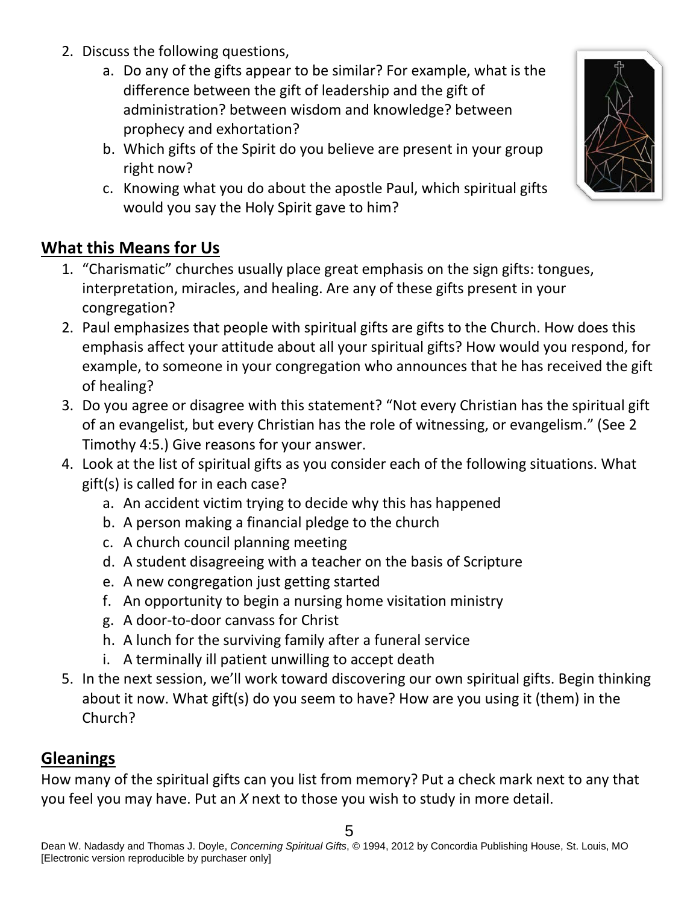2. Discuss the following questions,
   a. Do any of the gifts appear to be similar? For example, what is the difference between the gift of leadership and the gift of administration? between wisdom and knowledge? between prophecy and exhortation?
   b. Which gifts of the Spirit do you believe are present in your group right now?
   c. Knowing what you do about the apostle Paul, which spiritual gifts would you say the Holy Spirit gave to him?

## What this Means for Us

1. "Charismatic" churches usually place great emphasis on the sign gifts: tongues, interpretation, miracles, and healing. Are any of these gifts present in your congregation?
2. Paul emphasizes that people with spiritual gifts are gifts to the Church. How does this emphasis affect your attitude about all your spiritual gifts? How would you respond, for example, to someone in your congregation who announces that he has received the gift of healing?
3. Do you agree or disagree with this statement? "Not every Christian has the spiritual gift of an evangelist, but every Christian has the role of witnessing, or evangelism." (See 2 Timothy 4:5.) Give reasons for your answer.
4. Look at the list of spiritual gifts as you consider each of the following situations. What gift(s) is called for in each case?
   a. An accident victim trying to decide why this has happened
   b. A person making a financial pledge to the church
   c. A church council planning meeting
   d. A student disagreeing with a teacher on the basis of Scripture
   e. A new congregation just getting started
   f. An opportunity to begin a nursing home visitation ministry
   g. A door-to-door canvass for Christ
   h. A lunch for the surviving family after a funeral service
   i. A terminally ill patient unwilling to accept death
5. In the next session, we'll work toward discovering our own spiritual gifts. Begin thinking about it now. What gift(s) do you seem to have? How are you using it (them) in the Church?

## Gleanings

How many of the spiritual gifts can you list from memory? Put a check mark next to any that you feel you may have. Put an *X* next to those you wish to study in more detail.

Dean W. Nadasdy and Thomas J. Doyle, *Concerning Spiritual Gifts*, © 1994, 2012 by Concordia Publishing House, St. Louis, MO [Electronic version reproducible by purchaser only]